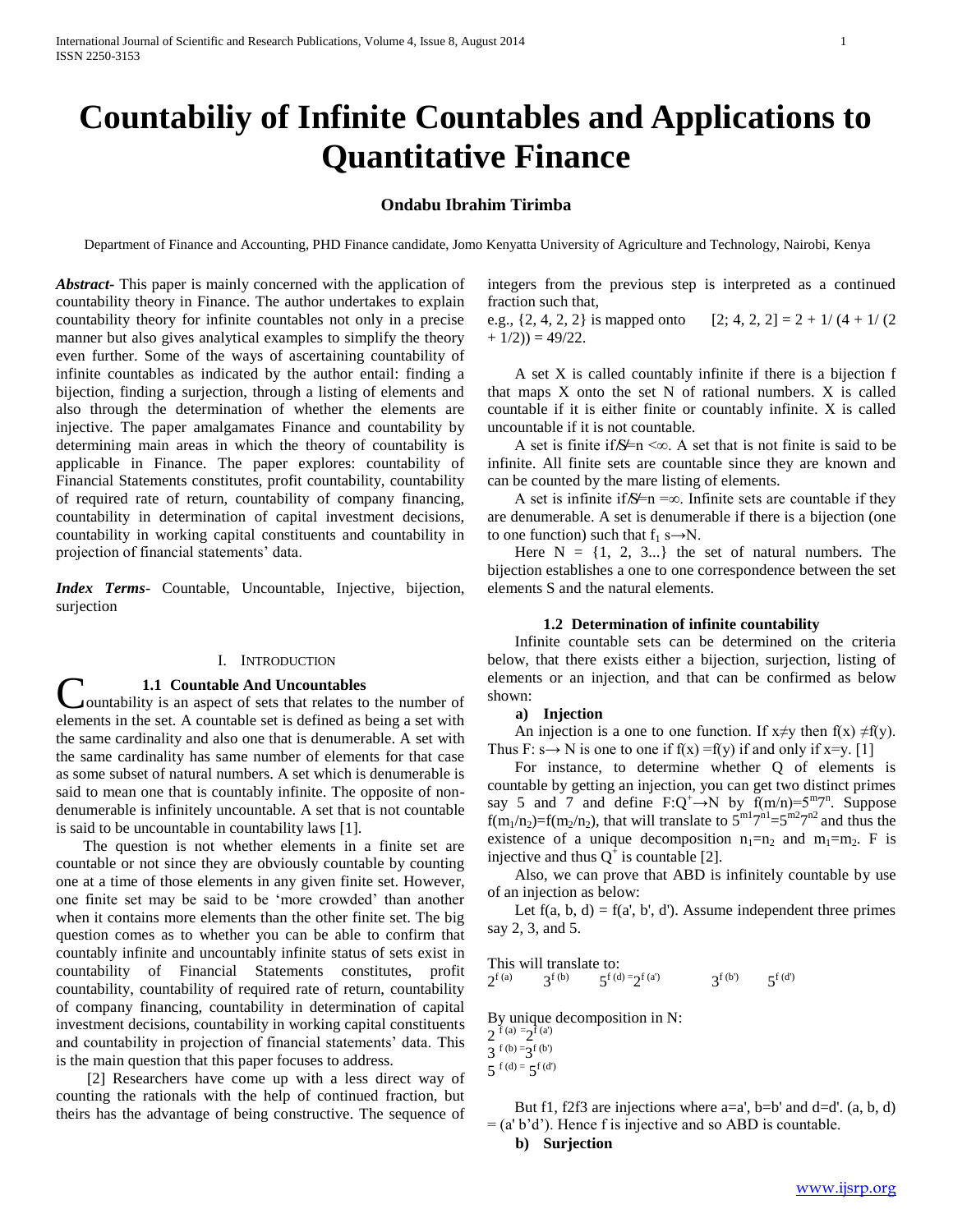# Countabiliy of Infinite Countables and Applications to Quantitative Finance

**Ondabu Ibrahim Tirimba**

Department of Finance and Accounting, PHD Finance candidate, Jomo Kenyatta University of Agriculture and Technology, Nairobi, Kenya

***Abstract***- This paper is mainly concerned with the application of countability theory in Finance. The author undertakes to explain countability theory for infinite countables not only in a precise manner but also gives analytical examples to simplify the theory even further. Some of the ways of ascertaining countability of infinite countables as indicated by the author entail: finding a bijection, finding a surjection, through a listing of elements and also through the determination of whether the elements are injective. The paper amalgamates Finance and countability by determining main areas in which the theory of countability is applicable in Finance. The paper explores: countability of Financial Statements constitutes, profit countability, countability of required rate of return, countability of company financing, countability in determination of capital investment decisions, countability in working capital constituents and countability in projection of financial statements' data.

***Index Terms***- Countable, Uncountable, Injective, bijection, surjection

## I. Introduction

### 1.1 Countable And Uncountables

Countability is an aspect of sets that relates to the number of elements in the set. A countable set is defined as being a set with the same cardinality and also one that is denumerable. A set with the same cardinality has same number of elements for that case as some subset of natural numbers. A set which is denumerable is said to mean one that is countably infinite. The opposite of non-denumerable is infinitely uncountable. A set that is not countable is said to be uncountable in countability laws [1].

The question is not whether elements in a finite set are countable or not since they are obviously countable by counting one at a time of those elements in any given finite set. However, one finite set may be said to be 'more crowded' than another when it contains more elements than the other finite set. The big question comes as to whether you can be able to confirm that countably infinite and uncountably infinite status of sets exist in countability of Financial Statements constitutes, profit countability, countability of required rate of return, countability of company financing, countability in determination of capital investment decisions, countability in working capital constituents and countability in projection of financial statements' data. This is the main question that this paper focuses to address.

[2] Researchers have come up with a less direct way of counting the rationals with the help of continued fraction, but theirs has the advantage of being constructive. The sequence of integers from the previous step is interpreted as a continued fraction such that,

e.g., {2, 4, 2, 2} is mapped onto $[2; 4, 2, 2] = 2 + 1/ (4 + 1/ (2 + 1/2)) = 49/22$.

A set X is called countably infinite if there is a bijection f that maps X onto the set N of rational numbers. X is called countable if it is either finite or countably infinite. X is called uncountable if it is not countable.

A set is finite if$/S/=n <\infty$. A set that is not finite is said to be infinite. All finite sets are countable since they are known and can be counted by the mare listing of elements.

A set is infinite if$/S/=n =\infty$. Infinite sets are countable if they are denumerable. A set is denumerable if there is a bijection (one to one function) such that $f_1\ s \rightarrow N$.

Here $N = \{1, 2, 3...\}$ the set of natural numbers. The bijection establishes a one to one correspondence between the set elements S and the natural elements.

### 1.2 Determination of infinite countability

Infinite countable sets can be determined on the criteria below, that there exists either a bijection, surjection, listing of elements or an injection, and that can be confirmed as below shown:

**a) Injection**

An injection is a one to one function. If $x\neq y$ then $f(x) \neq f(y)$. Thus $F: s\rightarrow N$ is one to one if $f(x) = f(y)$ if and only if $x=y$. [1]

For instance, to determine whether Q of elements is countable by getting an injection, you can get two distinct primes say 5 and 7 and define $F:Q^{+}\rightarrow N$ by $f(m/n)=5^{m}7^{n}$. Suppose $f(m_1/n_2)=f(m_2/n_2)$, that will translate to $5^{m1}7^{n1}=5^{m2}7^{n2}$ and thus the existence of a unique decomposition $n_1=n_2$ and $m_1=m_2$. F is injective and thus $Q^{+}$ is countable [2].

Also, we can prove that ABD is infinitely countable by use of an injection as below:

Let $f(a, b, d) = f(a', b', d')$. Assume independent three primes say 2, 3, and 5.

This will translate to:

$2^{f(a)} \quad 3^{f(b)} \quad 5^{f(d)} = 2^{f(a')} \quad 3^{f(b')} \quad 5^{f(d')}$

By unique decomposition in N:

$2^{f(a)} = 2^{f(a')}$

$3^{f(b)} = 3^{f(b')}$

$5^{f(d)} = 5^{f(d')}$

But f1, f2f3 are injections where a=a', b=b' and d=d'. (a, b, d) = (a' b'd'). Hence f is injective and so ABD is countable.

**b) Surjection**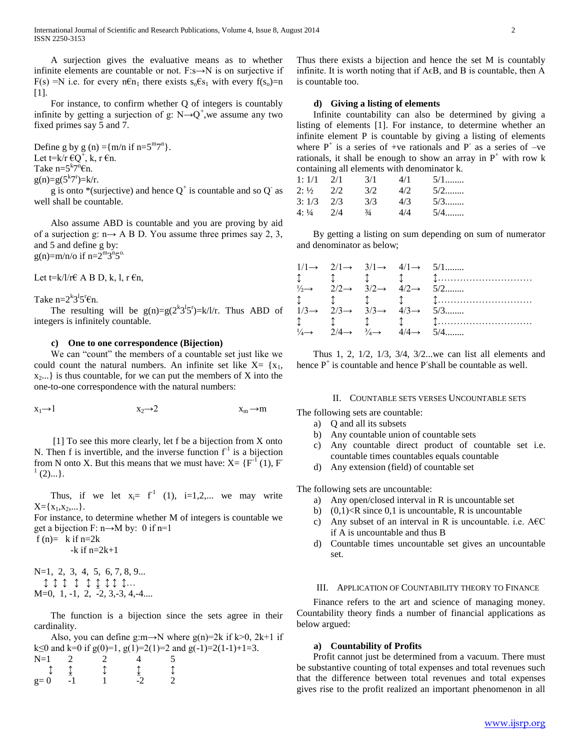A surjection gives the evaluative means as to whether infinite elements are countable or not. $F:s\rightarrow N$ is on surjective if $F(s) = N$ i.e. for every $n \in n_1$ there exists $s_o \in s_1$ with every $f(s_o)=n$ [1].

For instance, to confirm whether Q of integers is countably infinite by getting a surjection of $g: N \rightarrow Q^+$, we assume any two fixed primes say 5 and 7.

Define g by $g(n) = \{m/n \text{ if } n=5^m 7^n\}$.
Let $t=k/r \in Q^+$, k, r $\in$n.
Take $n=5^k 7^n \in n$.
$g(n)=g(5^k 7^r)=k/r$.

g is onto *(surjective) and hence $Q^+$ is countable and so $Q^-$ as well shall be countable.

Also assume ABD is countable and you are proving by aid of a surjection g: n→ A B D. You assume three primes say 2, 3, and 5 and define g by:
$g(n)=m/n/o$ if $n=2^m 3^n 5^o$.

Let $t=k/l/r \in$ A B D, k, l, r $\in$n,

Take $n=2^k 3^l 5^r \in n$.

The resulting will be $g(n)=g(2^k 3^l 5^r)=k/l/r$. Thus ABD of integers is infinitely countable.

### c) One to one correspondence (Bijection)

We can "count" the members of a countable set just like we could count the natural numbers. An infinite set like $X= \{x_1, x_2...\}$ is thus countable, for we can put the members of X into the one-to-one correspondence with the natural numbers:

$x_1 \rightarrow 1 \qquad x_2 \rightarrow 2 \qquad x_m \rightarrow m$

[1] To see this more clearly, let f be a bijection from X onto N. Then f is invertible, and the inverse function $f^{-1}$ is a bijection from N onto X. But this means that we must have: $X= \{F^{-1}(1), F^{-1}(2)...\}$.

Thus, if we let $x_i= f^{-1}(1)$, i=1,2,... we may write $X=\{x_1,x_2,...\}$.

For instance, to determine whether M of integers is countable we get a bijection F: n→M by: 0 if n=1
f (n)= k if n=2k
-k if n=2k+1

N=1, 2, 3, 4, 5, 6, 7, 8, 9...
↕ ↕ ↕ ↕ ↕ ↕ ↕ ↕ ↕...
M=0, 1, -1, 2, -2, 3,-3, 4,-4....

The function is a bijection since the sets agree in their cardinality.

Also, you can define g:m→N where g(n)=2k if k>0, 2k+1 if k≤0 and k=0 if g(0)=1, g(1)=2(1)=2 and g(-1)=2(1-1)+1=3.

N=1 2 2 4 5
↕ ↕ ↕ ↕ ↕
g= 0 -1 1 -2 2

Thus there exists a bijection and hence the set M is countably infinite. It is worth noting that if A∈B, and B is countable, then A is countable too.

### d) Giving a listing of elements

Infinite countability can also be determined by giving a listing of elements [1]. For instance, to determine whether an infinite element P is countable by giving a listing of elements where $P^+$ is a series of +ve rationals and $P^-$ as a series of –ve rationals, it shall be enough to show an array in $P^+$ with row k containing all elements with denominator k.

| | | | | |
|---|---|---|---|---|
| 1: 1/1 | 2/1 | 3/1 | 4/1 | 5/1........ |
| 2: ½ | 2/2 | 3/2 | 4/2 | 5/2........ |
| 3: 1/3 | 2/3 | 3/3 | 4/3 | 5/3........ |
| 4: ¼ | 2/4 | ¾ | 4/4 | 5/4........ |

By getting a listing on sum depending on sum of numerator and denominator as below;

| | | | | |
|---|---|---|---|---|
| 1/1→ | 2/1→ | 3/1→ | 4/1→ | 5/1........ |
| ↕ | ↕ | ↕ | ↕ | ↕............................. |
| ½→ | 2/2→ | 3/2→ | 4/2→ | 5/2........ |
| ↕ | ↕ | ↕ | ↕ | ↕............................. |
| 1/3→ | 2/3→ | 3/3→ | 4/3→ | 5/3........ |
| ↕ | ↕ | ↕ | ↕ | ↕............................. |
| ¼→ | 2/4→ | ¾→ | 4/4→ | 5/4........ |

Thus 1, 2, 1/2, 1/3, 3/4, 3/2...we can list all elements and hence $P^+$ is countable and hence $P^-$shall be countable as well.

## II. Countable sets verses Uncountable sets

The following sets are countable:

a) Q and all its subsets
b) Any countable union of countable sets
c) Any countable direct product of countable set i.e. countable times countables equals countable
d) Any extension (field) of countable set

The following sets are uncountable:

a) Any open/closed interval in R is uncountable set
b) (0,1)<R since 0,1 is uncountable, R is uncountable
c) Any subset of an interval in R is uncountable. i.e. A€C if A is uncountable and thus B
d) Countable times uncountable set gives an uncountable set.

## III. Application of Countability theory to Finance

Finance refers to the art and science of managing money. Countability theory finds a number of financial applications as below argued:

### a) Countability of Profits

Profit cannot just be determined from a vacuum. There must be substantive counting of total expenses and total revenues such that the difference between total revenues and total expenses gives rise to the profit realized an important phenomenon in all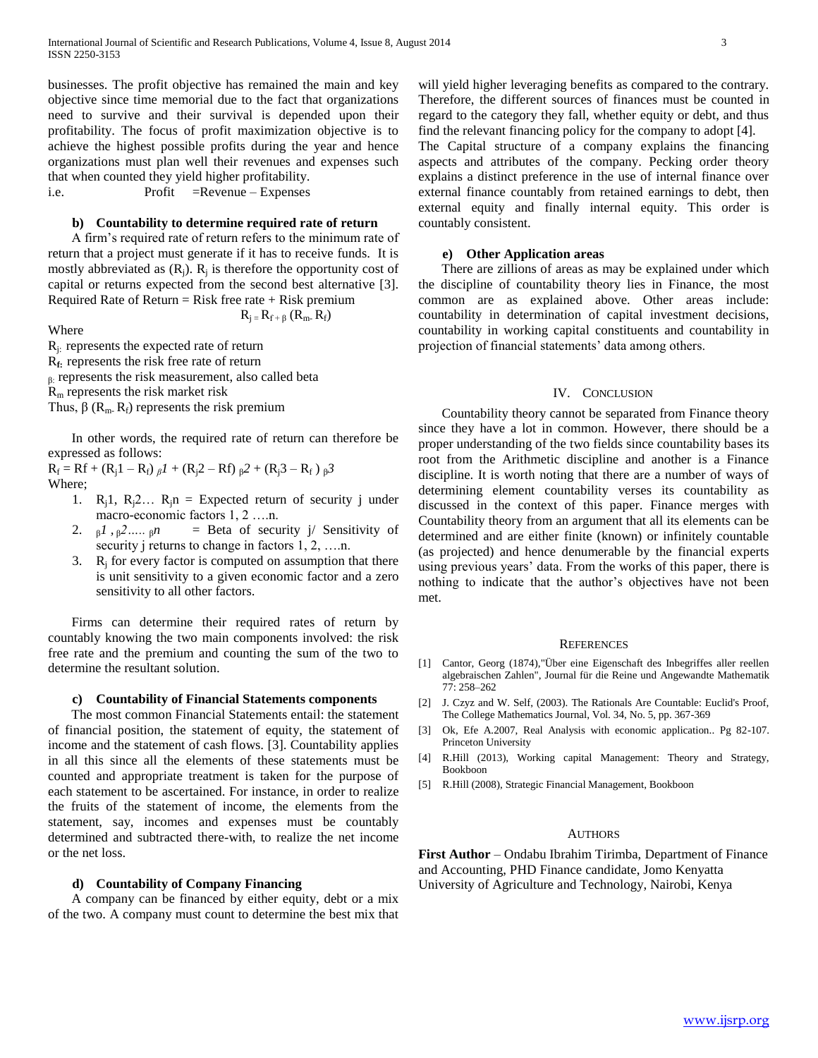businesses. The profit objective has remained the main and key objective since time memorial due to the fact that organizations need to survive and their survival is depended upon their profitability. The focus of profit maximization objective is to achieve the highest possible profits during the year and hence organizations must plan well their revenues and expenses such that when counted they yield higher profitability.

i.e. Profit =Revenue – Expenses

### b) Countability to determine required rate of return

A firm's required rate of return refers to the minimum rate of return that a project must generate if it has to receive funds. It is mostly abbreviated as ($R_j$). $R_j$ is therefore the opportunity cost of capital or returns expected from the second best alternative [3].

Required Rate of Return = Risk free rate + Risk premium

$$R_j = R_f + \beta (R_m - R_f)$$

Where

$R_j$: represents the expected rate of return

$R_f$: represents the risk free rate of return

$\beta$: represents the risk measurement, also called beta

$R_m$ represents the risk market risk

Thus, $\beta (R_m - R_f)$ represents the risk premium

In other words, the required rate of return can therefore be expressed as follows:

$R_f = Rf + (R_j1 - R_f)_{\beta}1 + (R_j2 - Rf)_{\beta}2 + (R_j3 - R_f)_{\beta}3$

Where;

1. $R_j1$, $R_j2$… $R_jn$ = Expected return of security j under macro-economic factors 1, 2 ….n.
2. $_{\beta}1$ , $_{\beta}2$..... $_{\beta}n$ = Beta of security j/ Sensitivity of security j returns to change in factors 1, 2, ….n.
3. $R_j$ for every factor is computed on assumption that there is unit sensitivity to a given economic factor and a zero sensitivity to all other factors.

Firms can determine their required rates of return by countably knowing the two main components involved: the risk free rate and the premium and counting the sum of the two to determine the resultant solution.

### c) Countability of Financial Statements components

The most common Financial Statements entail: the statement of financial position, the statement of equity, the statement of income and the statement of cash flows. [3]. Countability applies in all this since all the elements of these statements must be counted and appropriate treatment is taken for the purpose of each statement to be ascertained. For instance, in order to realize the fruits of the statement of income, the elements from the statement, say, incomes and expenses must be countably determined and subtracted there-with, to realize the net income or the net loss.

### d) Countability of Company Financing

A company can be financed by either equity, debt or a mix of the two. A company must count to determine the best mix that will yield higher leveraging benefits as compared to the contrary. Therefore, the different sources of finances must be counted in regard to the category they fall, whether equity or debt, and thus find the relevant financing policy for the company to adopt [4].

The Capital structure of a company explains the financing aspects and attributes of the company. Pecking order theory explains a distinct preference in the use of internal finance over external finance countably from retained earnings to debt, then external equity and finally internal equity. This order is countably consistent.

### e) Other Application areas

There are zillions of areas as may be explained under which the discipline of countability theory lies in Finance, the most common are as explained above. Other areas include: countability in determination of capital investment decisions, countability in working capital constituents and countability in projection of financial statements' data among others.

## IV. Conclusion

Countability theory cannot be separated from Finance theory since they have a lot in common. However, there should be a proper understanding of the two fields since countability bases its root from the Arithmetic discipline and another is a Finance discipline. It is worth noting that there are a number of ways of determining element countability verses its countability as discussed in the context of this paper. Finance merges with Countability theory from an argument that all its elements can be determined and are either finite (known) or infinitely countable (as projected) and hence denumerable by the financial experts using previous years' data. From the works of this paper, there is nothing to indicate that the author's objectives have not been met.

## References

[1] Cantor, Georg (1874),"Über eine Eigenschaft des Inbegriffes aller reellen algebraischen Zahlen", Journal für die Reine und Angewandte Mathematik 77: 258–262

[2] J. Czyz and W. Self, (2003). The Rationals Are Countable: Euclid's Proof, The College Mathematics Journal, Vol. 34, No. 5, pp. 367-369

[3] Ok, Efe A.2007, Real Analysis with economic application.. Pg 82-107. Princeton University

[4] R.Hill (2013), Working capital Management: Theory and Strategy, Bookboon

[5] R.Hill (2008), Strategic Financial Management, Bookboon

## Authors

**First Author** – Ondabu Ibrahim Tirimba, Department of Finance and Accounting, PHD Finance candidate, Jomo Kenyatta University of Agriculture and Technology, Nairobi, Kenya